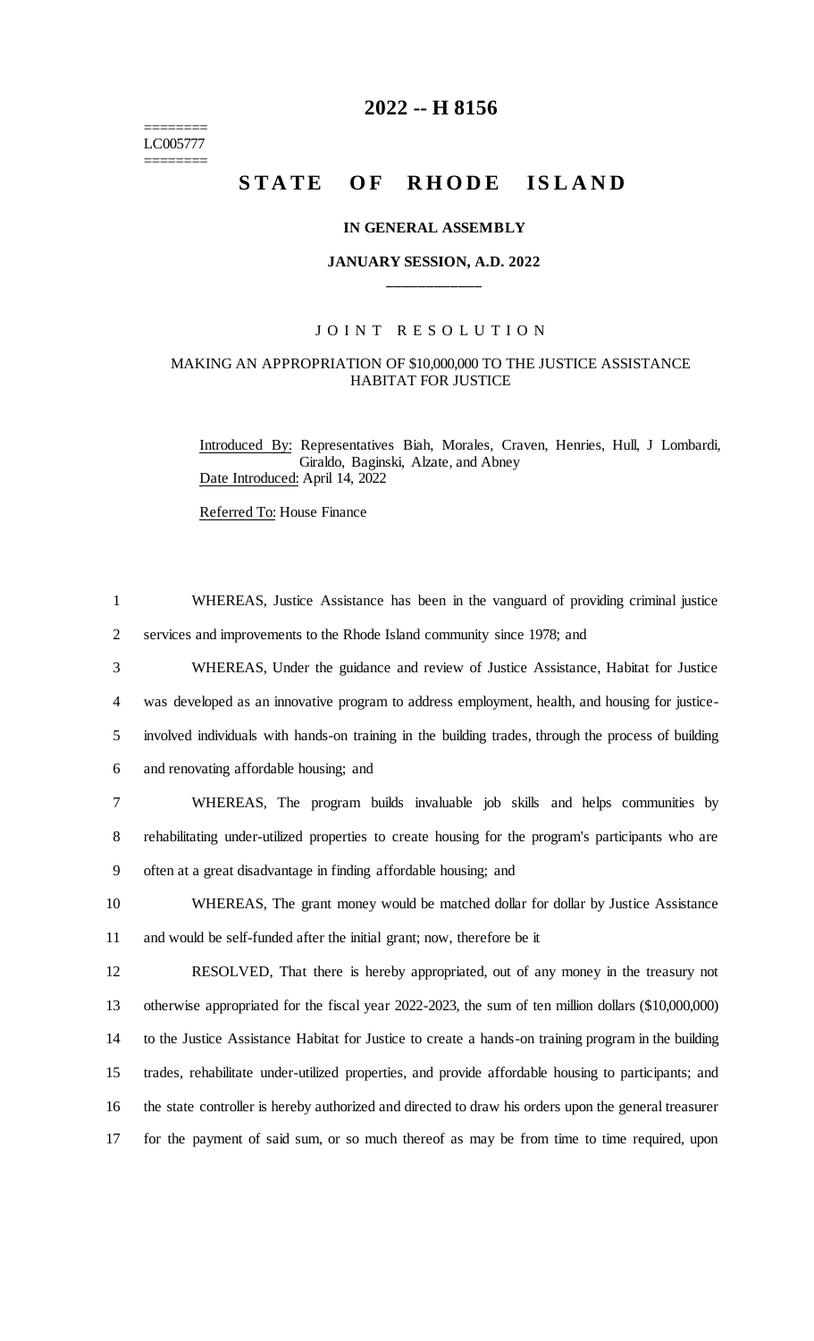LC005777

# 2022 -- H 8156

# STATE OF RHODE ISLAND

## IN GENERAL ASSEMBLY

### JANUARY SESSION, A.D. 2022

---

JOINT RESOLUTION

MAKING AN APPROPRIATION OF $10,000,000 TO THE JUSTICE ASSISTANCE HABITAT FOR JUSTICE

Introduced By: Representatives Biah, Morales, Craven, Henries, Hull, J Lombardi, Giraldo, Baginski, Alzate, and Abney

Date Introduced: April 14, 2022

Referred To: House Finance

WHEREAS, Justice Assistance has been in the vanguard of providing criminal justice services and improvements to the Rhode Island community since 1978; and

WHEREAS, Under the guidance and review of Justice Assistance, Habitat for Justice was developed as an innovative program to address employment, health, and housing for justice-involved individuals with hands-on training in the building trades, through the process of building and renovating affordable housing; and

WHEREAS, The program builds invaluable job skills and helps communities by rehabilitating under-utilized properties to create housing for the program's participants who are often at a great disadvantage in finding affordable housing; and

WHEREAS, The grant money would be matched dollar for dollar by Justice Assistance and would be self-funded after the initial grant; now, therefore be it

RESOLVED, That there is hereby appropriated, out of any money in the treasury not otherwise appropriated for the fiscal year 2022-2023, the sum of ten million dollars ($10,000,000) to the Justice Assistance Habitat for Justice to create a hands-on training program in the building trades, rehabilitate under-utilized properties, and provide affordable housing to participants; and the state controller is hereby authorized and directed to draw his orders upon the general treasurer for the payment of said sum, or so much thereof as may be from time to time required, upon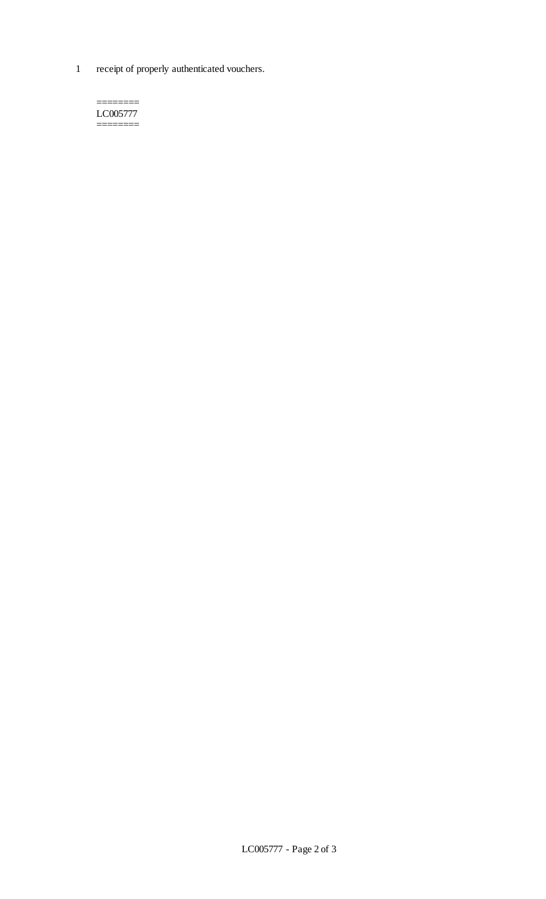1 receipt of properly authenticated vouchers.

========
LC005777
========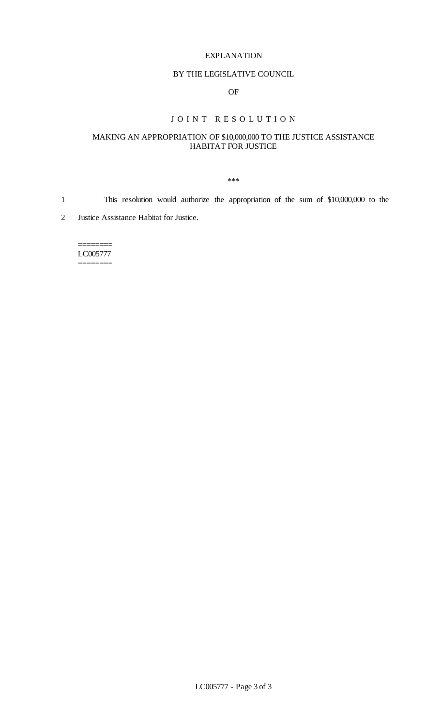EXPLANATION

BY THE LEGISLATIVE COUNCIL

OF

# J O I N T R E S O L U T I O N

MAKING AN APPROPRIATION OF $10,000,000 TO THE JUSTICE ASSISTANCE HABITAT FOR JUSTICE

***

1 This resolution would authorize the appropriation of the sum of $10,000,000 to the

2 Justice Assistance Habitat for Justice.

========
LC005777
========